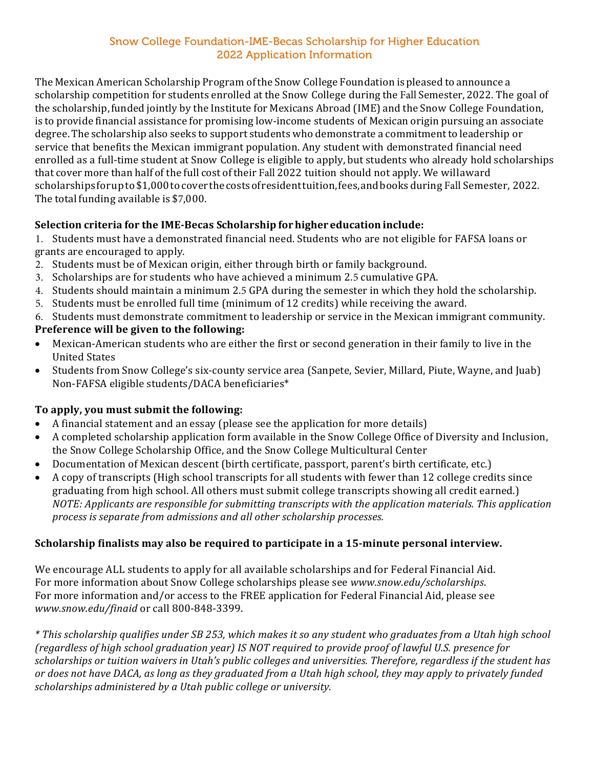# Snow College Foundation-IME-Becas Scholarship for Higher Education
## 2022 Application Information

The Mexican American Scholarship Program of the Snow College Foundation is pleased to announce a scholarship competition for students enrolled at the Snow College during the Fall Semester, 2022. The goal of the scholarship, funded jointly by the Institute for Mexicans Abroad (IME) and the Snow College Foundation, is to provide financial assistance for promising low-income students of Mexican origin pursuing an associate degree. The scholarship also seeks to support students who demonstrate a commitment to leadership or service that benefits the Mexican immigrant population. Any student with demonstrated financial need enrolled as a full-time student at Snow College is eligible to apply, but students who already hold scholarships that cover more than half of the full cost of their Fall 2022 tuition should not apply. We will award scholarships for up to $1,000 to cover the costs of resident tuition, fees, and books during Fall Semester, 2022. The total funding available is $7,000.

**Selection criteria for the IME-Becas Scholarship for higher education include:**

1. Students must have a demonstrated financial need. Students who are not eligible for FAFSA loans or grants are encouraged to apply.
2. Students must be of Mexican origin, either through birth or family background.
3. Scholarships are for students who have achieved a minimum 2.5 cumulative GPA.
4. Students should maintain a minimum 2.5 GPA during the semester in which they hold the scholarship.
5. Students must be enrolled full time (minimum of 12 credits) while receiving the award.
6. Students must demonstrate commitment to leadership or service in the Mexican immigrant community.

**Preference will be given to the following:**

- Mexican-American students who are either the first or second generation in their family to live in the United States
- Students from Snow College's six-county service area (Sanpete, Sevier, Millard, Piute, Wayne, and Juab) Non-FAFSA eligible students/DACA beneficiaries*

**To apply, you must submit the following:**

- A financial statement and an essay (please see the application for more details)
- A completed scholarship application form available in the Snow College Office of Diversity and Inclusion, the Snow College Scholarship Office, and the Snow College Multicultural Center
- Documentation of Mexican descent (birth certificate, passport, parent's birth certificate, etc.)
- A copy of transcripts (High school transcripts for all students with fewer than 12 college credits since graduating from high school. All others must submit college transcripts showing all credit earned.) *NOTE: Applicants are responsible for submitting transcripts with the application materials. This application process is separate from admissions and all other scholarship processes.*

**Scholarship finalists may also be required to participate in a 15-minute personal interview.**

We encourage ALL students to apply for all available scholarships and for Federal Financial Aid. For more information about Snow College scholarships please see *www.snow.edu/scholarships*. For more information and/or access to the FREE application for Federal Financial Aid, please see *www.snow.edu/finaid* or call 800-848-3399.

*\* This scholarship qualifies under SB 253, which makes it so any student who graduates from a Utah high school (regardless of high school graduation year) IS NOT required to provide proof of lawful U.S. presence for scholarships or tuition waivers in Utah's public colleges and universities. Therefore, regardless if the student has or does not have DACA, as long as they graduated from a Utah high school, they may apply to privately funded scholarships administered by a Utah public college or university.*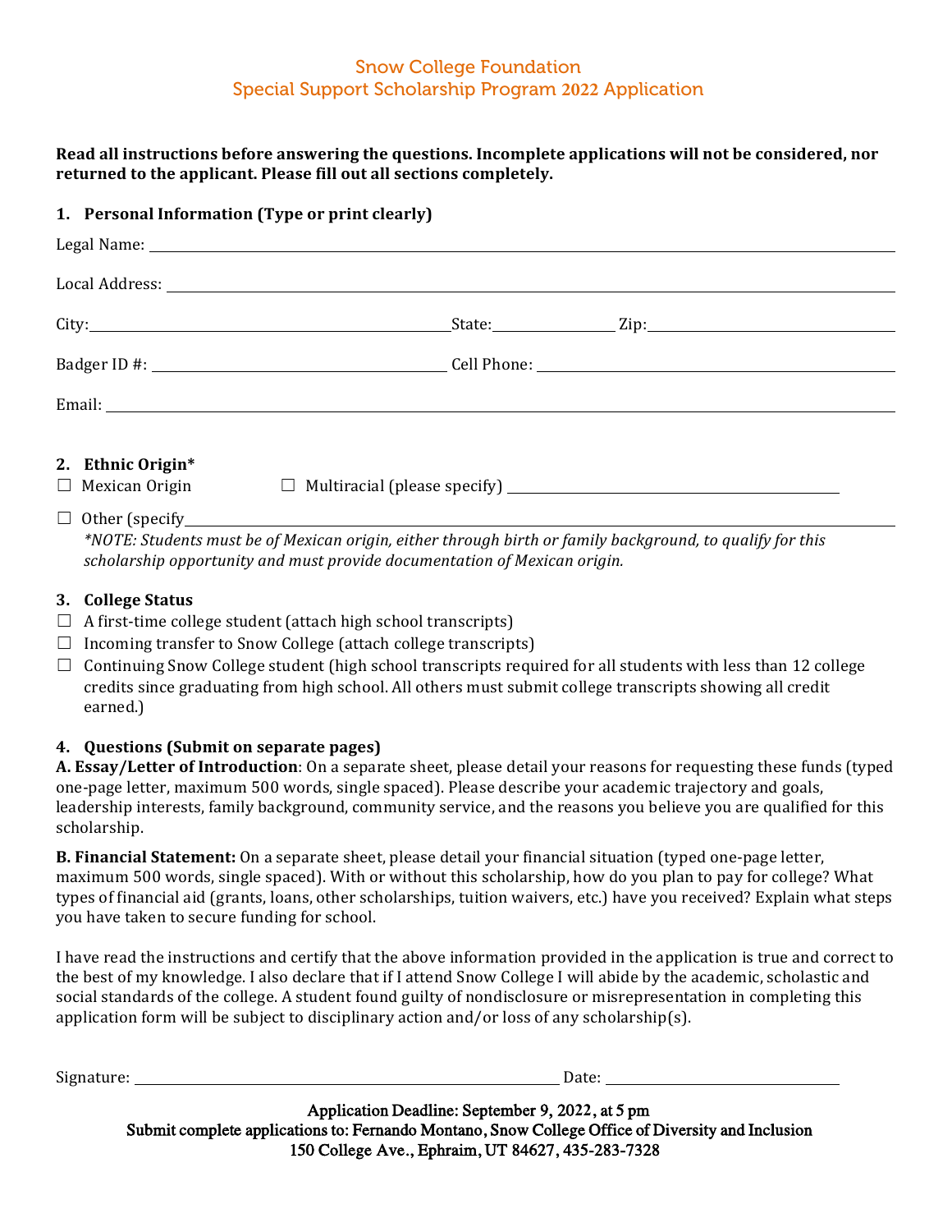# Snow College Foundation
## Special Support Scholarship Program 2022 Application

**Read all instructions before answering the questions. Incomplete applications will not be considered, nor returned to the applicant. Please fill out all sections completely.**

### 1. Personal Information (Type or print clearly)

Legal Name: ______________________________________________

Local Address: ______________________________________________

City: ______________________ State: __________ Zip: ______________

Badger ID #: ______________________ Cell Phone: ______________________

Email: ______________________________________________

### 2. Ethnic Origin*

☐ Mexican Origin ☐ Multiracial (please specify) ______________________

☐ Other (specify ______________________________________________

*\*NOTE: Students must be of Mexican origin, either through birth or family background, to qualify for this scholarship opportunity and must provide documentation of Mexican origin.*

### 3. College Status

☐ A first-time college student (attach high school transcripts)

☐ Incoming transfer to Snow College (attach college transcripts)

☐ Continuing Snow College student (high school transcripts required for all students with less than 12 college credits since graduating from high school. All others must submit college transcripts showing all credit earned.)

### 4. Questions (Submit on separate pages)

**A. Essay/Letter of Introduction**: On a separate sheet, please detail your reasons for requesting these funds (typed one-page letter, maximum 500 words, single spaced). Please describe your academic trajectory and goals, leadership interests, family background, community service, and the reasons you believe you are qualified for this scholarship.

**B. Financial Statement:** On a separate sheet, please detail your financial situation (typed one-page letter, maximum 500 words, single spaced). With or without this scholarship, how do you plan to pay for college? What types of financial aid (grants, loans, other scholarships, tuition waivers, etc.) have you received? Explain what steps you have taken to secure funding for school.

I have read the instructions and certify that the above information provided in the application is true and correct to the best of my knowledge. I also declare that if I attend Snow College I will abide by the academic, scholastic and social standards of the college. A student found guilty of nondisclosure or misrepresentation in completing this application form will be subject to disciplinary action and/or loss of any scholarship(s).

Signature: ______________________________ Date: ______________

**Application Deadline: September 9, 2022, at 5 pm**
**Submit complete applications to: Fernando Montano, Snow College Office of Diversity and Inclusion**
**150 College Ave., Ephraim, UT 84627, 435-283-7328**